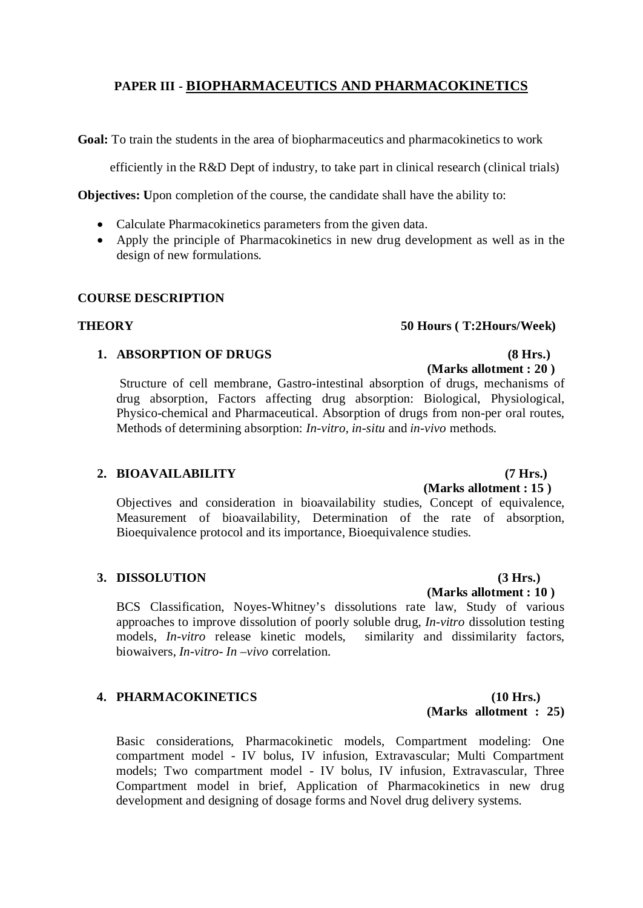## PAPER III - <u>BIOPHARMACEUTICS AND PHARMACOKINETICS</u>

**Goal:** To train the students in the area of biopharmaceutics and pharmacokinetics to work efficiently in the R&D Dept of industry, to take part in clinical research (clinical trials)

**Objectives: U**pon completion of the course, the candidate shall have the ability to:

- Calculate Pharmacokinetics parameters from the given data.
- Apply the principle of Pharmacokinetics in new drug development as well as in the design of new formulations.

### COURSE DESCRIPTION

**THEORY** **50 Hours ( T:2Hours/Week)**

1. **ABSORPTION OF DRUGS** **(8 Hrs.)**
   **(Marks allotment : 20 )**
   
   Structure of cell membrane, Gastro-intestinal absorption of drugs, mechanisms of drug absorption, Factors affecting drug absorption: Biological, Physiological, Physico-chemical and Pharmaceutical. Absorption of drugs from non-per oral routes, Methods of determining absorption: *In-vitro*, *in-situ* and *in-vivo* methods.

2. **BIOAVAILABILITY** **(7 Hrs.)**
   **(Marks allotment : 15 )**
   
   Objectives and consideration in bioavailability studies, Concept of equivalence, Measurement of bioavailability, Determination of the rate of absorption, Bioequivalence protocol and its importance, Bioequivalence studies.

3. **DISSOLUTION** **(3 Hrs.)**
   **(Marks allotment : 10 )**
   
   BCS Classification, Noyes-Whitney's dissolutions rate law, Study of various approaches to improve dissolution of poorly soluble drug, *In-vitro* dissolution testing models, *In-vitro* release kinetic models, similarity and dissimilarity factors, biowaivers, *In-vitro- In –vivo* correlation.

4. **PHARMACOKINETICS** **(10 Hrs.)**
   **(Marks allotment : 25)**
   
   Basic considerations, Pharmacokinetic models, Compartment modeling: One compartment model - IV bolus, IV infusion, Extravascular; Multi Compartment models; Two compartment model - IV bolus, IV infusion, Extravascular, Three Compartment model in brief, Application of Pharmacokinetics in new drug development and designing of dosage forms and Novel drug delivery systems.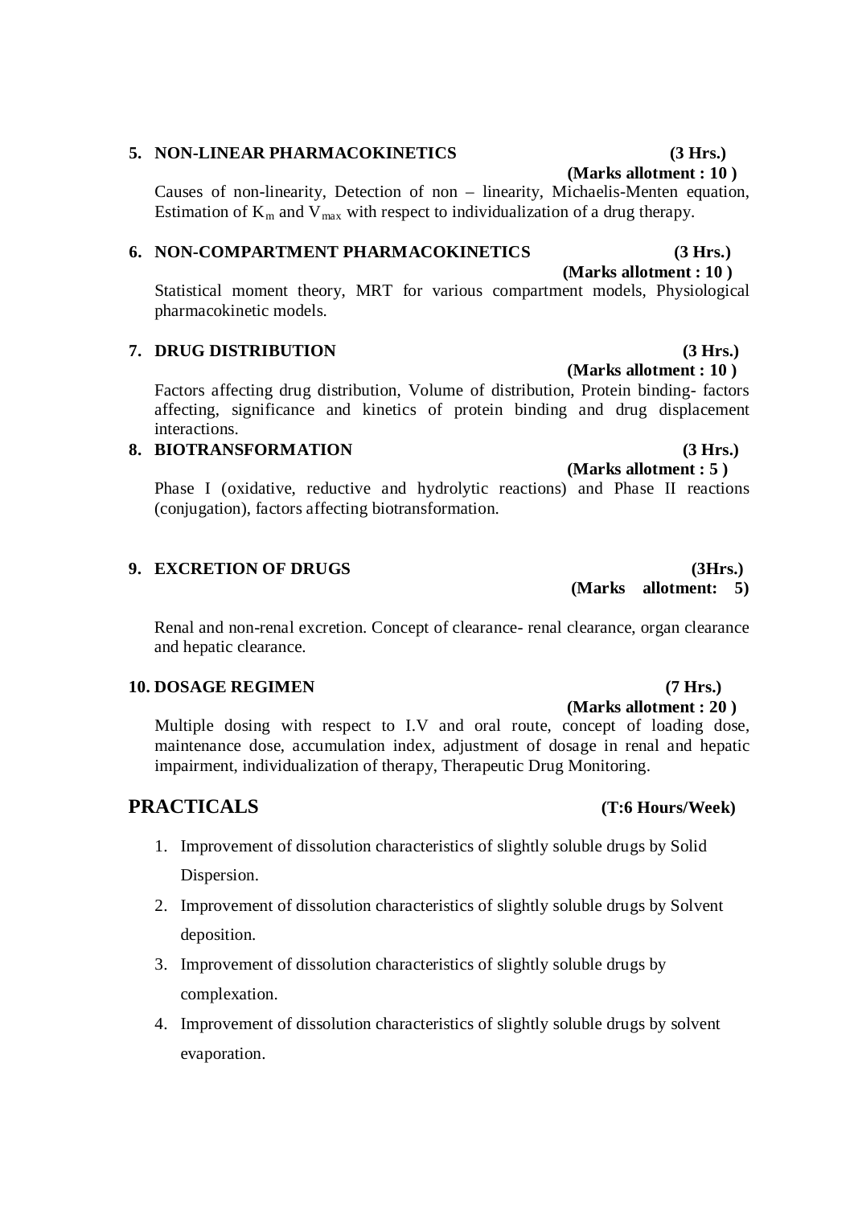### 5. NON-LINEAR PHARMACOKINETICS (3 Hrs.)

**(Marks allotment : 10 )**

Causes of non-linearity, Detection of non – linearity, Michaelis-Menten equation, Estimation of $K_m$ and $V_{max}$ with respect to individualization of a drug therapy.

### 6. NON-COMPARTMENT PHARMACOKINETICS (3 Hrs.)

**(Marks allotment : 10 )**

Statistical moment theory, MRT for various compartment models, Physiological pharmacokinetic models.

### 7. DRUG DISTRIBUTION (3 Hrs.)

**(Marks allotment : 10 )**

Factors affecting drug distribution, Volume of distribution, Protein binding- factors affecting, significance and kinetics of protein binding and drug displacement interactions.

### 8. BIOTRANSFORMATION (3 Hrs.)

**(Marks allotment : 5 )**

Phase I (oxidative, reductive and hydrolytic reactions) and Phase II reactions (conjugation), factors affecting biotransformation.

### 9. EXCRETION OF DRUGS (3Hrs.)

**(Marks allotment: 5)**

Renal and non-renal excretion. Concept of clearance- renal clearance, organ clearance and hepatic clearance.

### 10. DOSAGE REGIMEN (7 Hrs.)

**(Marks allotment : 20 )**

Multiple dosing with respect to I.V and oral route, concept of loading dose, maintenance dose, accumulation index, adjustment of dosage in renal and hepatic impairment, individualization of therapy, Therapeutic Drug Monitoring.

## PRACTICALS (T:6 Hours/Week)

1. Improvement of dissolution characteristics of slightly soluble drugs by Solid Dispersion.
2. Improvement of dissolution characteristics of slightly soluble drugs by Solvent deposition.
3. Improvement of dissolution characteristics of slightly soluble drugs by complexation.
4. Improvement of dissolution characteristics of slightly soluble drugs by solvent evaporation.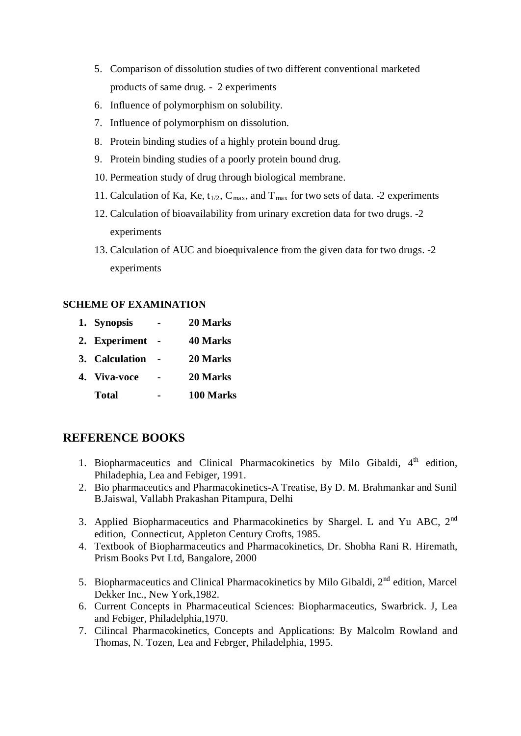5. Comparison of dissolution studies of two different conventional marketed products of same drug. - 2 experiments
6. Influence of polymorphism on solubility.
7. Influence of polymorphism on dissolution.
8. Protein binding studies of a highly protein bound drug.
9. Protein binding studies of a poorly protein bound drug.
10. Permeation study of drug through biological membrane.
11. Calculation of Ka, Ke, $t_{1/2}$, $C_{max}$, and $T_{max}$ for two sets of data. -2 experiments
12. Calculation of bioavailability from urinary excretion data for two drugs. -2 experiments
13. Calculation of AUC and bioequivalence from the given data for two drugs. -2 experiments

**SCHEME OF EXAMINATION**

| | | | |
|---|---|---|---|
| **1.** | **Synopsis** | - | **20 Marks** |
| **2.** | **Experiment** | - | **40 Marks** |
| **3.** | **Calculation** | - | **20 Marks** |
| **4.** | **Viva-voce** | - | **20 Marks** |
| | **Total** | - | **100 Marks** |

## REFERENCE BOOKS

1. Biopharmaceutics and Clinical Pharmacokinetics by Milo Gibaldi, 4th edition, Philadephia, Lea and Febiger, 1991.
2. Bio pharmaceutics and Pharmacokinetics-A Treatise, By D. M. Brahmankar and Sunil B.Jaiswal, Vallabh Prakashan Pitampura, Delhi
3. Applied Biopharmaceutics and Pharmacokinetics by Shargel. L and Yu ABC, 2nd edition, Connecticut, Appleton Century Crofts, 1985.
4. Textbook of Biopharmaceutics and Pharmacokinetics, Dr. Shobha Rani R. Hiremath, Prism Books Pvt Ltd, Bangalore, 2000
5. Biopharmaceutics and Clinical Pharmacokinetics by Milo Gibaldi, 2nd edition, Marcel Dekker Inc., New York,1982.
6. Current Concepts in Pharmaceutical Sciences: Biopharmaceutics, Swarbrick. J, Lea and Febiger, Philadelphia,1970.
7. Cilincal Pharmacokinetics, Concepts and Applications: By Malcolm Rowland and Thomas, N. Tozen, Lea and Febrger, Philadelphia, 1995.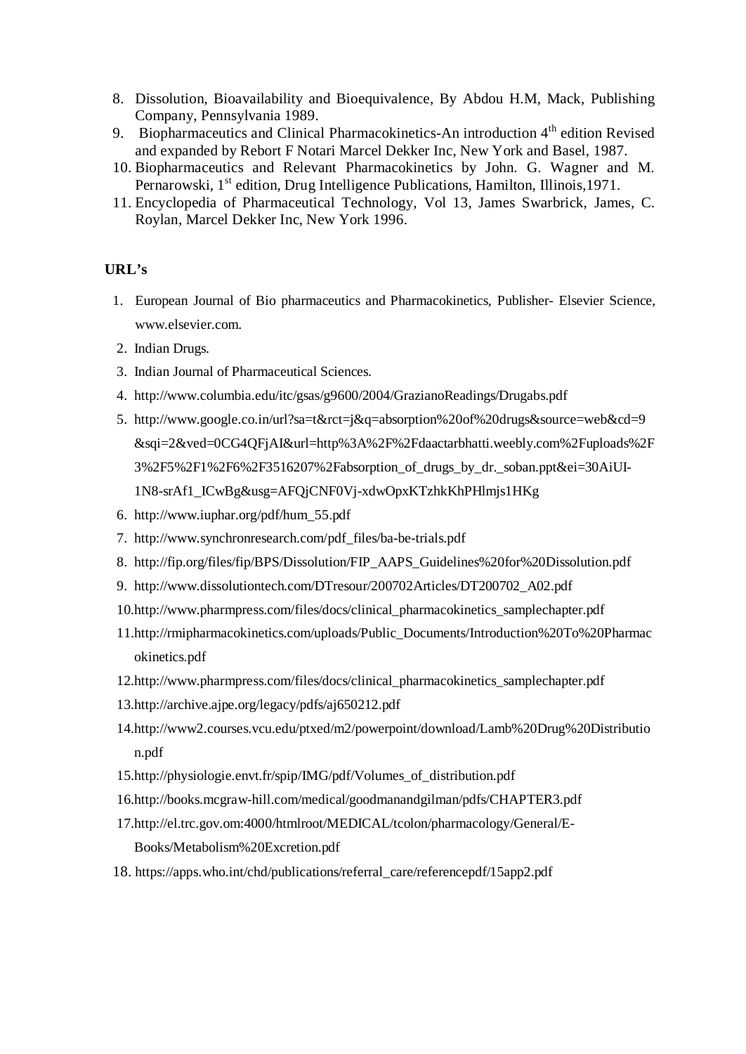8. Dissolution, Bioavailability and Bioequivalence, By Abdou H.M, Mack, Publishing Company, Pennsylvania 1989.
9. Biopharmaceutics and Clinical Pharmacokinetics-An introduction 4th edition Revised and expanded by Rebort F Notari Marcel Dekker Inc, New York and Basel, 1987.
10. Biopharmaceutics and Relevant Pharmacokinetics by John. G. Wagner and M. Pernarowski, 1st edition, Drug Intelligence Publications, Hamilton, Illinois,1971.
11. Encyclopedia of Pharmaceutical Technology, Vol 13, James Swarbrick, James, C. Roylan, Marcel Dekker Inc, New York 1996.

**URL's**

1. European Journal of Bio pharmaceutics and Pharmacokinetics, Publisher- Elsevier Science, www.elsevier.com.
2. Indian Drugs.
3. Indian Journal of Pharmaceutical Sciences.
4. http://www.columbia.edu/itc/gsas/g9600/2004/GrazianoReadings/Drugabs.pdf
5. http://www.google.co.in/url?sa=t&rct=j&q=absorption%20of%20drugs&source=web&cd=9&sqi=2&ved=0CG4QFjAI&url=http%3A%2F%2Fdaactarbhatti.weebly.com%2Fuploads%2F3%2F5%2F1%2F6%2F3516207%2Fabsorption_of_drugs_by_dr._soban.ppt&ei=30AiUI-1N8-srAf1_ICwBg&usg=AFQjCNF0Vj-xdwOpxKTzhkKhPHlmjs1HKg
6. http://www.iuphar.org/pdf/hum_55.pdf
7. http://www.synchronresearch.com/pdf_files/ba-be-trials.pdf
8. http://fip.org/files/fip/BPS/Dissolution/FIP_AAPS_Guidelines%20for%20Dissolution.pdf
9. http://www.dissolutiontech.com/DTresour/200702Articles/DT200702_A02.pdf
10. http://www.pharmpress.com/files/docs/clinical_pharmacokinetics_samplechapter.pdf
11. http://rmipharmacokinetics.com/uploads/Public_Documents/Introduction%20To%20Pharmacokinetics.pdf
12. http://www.pharmpress.com/files/docs/clinical_pharmacokinetics_samplechapter.pdf
13. http://archive.ajpe.org/legacy/pdfs/aj650212.pdf
14. http://www2.courses.vcu.edu/ptxed/m2/powerpoint/download/Lamb%20Drug%20Distribution.pdf
15. http://physiologie.envt.fr/spip/IMG/pdf/Volumes_of_distribution.pdf
16. http://books.mcgraw-hill.com/medical/goodmanandgilman/pdfs/CHAPTER3.pdf
17. http://el.trc.gov.om:4000/htmlroot/MEDICAL/tcolon/pharmacology/General/E-Books/Metabolism%20Excretion.pdf
18. https://apps.who.int/chd/publications/referral_care/referencepdf/15app2.pdf